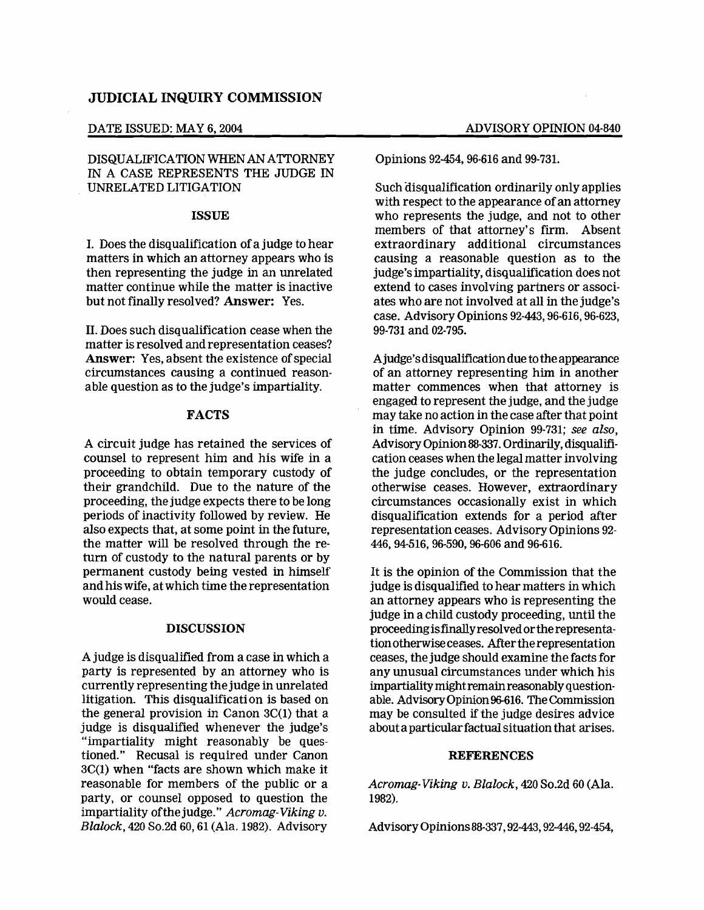## JUDICIAL INQUIRY COMMISSION

DATE ISSUED: MAY 6, 2004

ADVISORY OPINION 04-840

### DISQUALIFICATION WHEN AN ATTORNEY IN A CASE REPRESENTS THE JUDGE IN UNRELATED LITIGATION

### ISSUE

I. Does the disqualification of a judge to hear matters in which an attorney appears who is then representing the judge in an unrelated matter continue while the matter is inactive but not finally resolved? **Answer:** Yes.

II. Does such disqualification cease when the matter is resolved and representation ceases? **Answer**: Yes, absent the existence of special circumstances causing a continued reasonable question as to the judge's impartiality.

### FACTS

A circuit judge has retained the services of counsel to represent him and his wife in a proceeding to obtain temporary custody of their grandchild. Due to the nature of the proceeding, the judge expects there to be long periods of inactivity followed by review. He also expects that, at some point in the future, the matter will be resolved through the return of custody to the natural parents or by permanent custody being vested in himself and his wife, at which time the representation would cease.

### DISCUSSION

A judge is disqualified from a case in which a party is represented by an attorney who is currently representing the judge in unrelated litigation. This disqualification is based on the general provision in Canon 3C(1) that a judge is disqualified whenever the judge's "impartiality might reasonably be questioned." Recusal is required under Canon 3C(1) when "facts are shown which make it reasonable for members of the public or a party, or counsel opposed to question the impartiality of the judge." *Acromag-Viking v. Blalock*, 420 So.2d 60, 61 (Ala. 1982). Advisory Opinions 92-454, 96-616 and 99-731.

Such disqualification ordinarily only applies with respect to the appearance of an attorney who represents the judge, and not to other members of that attorney's firm. Absent extraordinary additional circumstances causing a reasonable question as to the judge's impartiality, disqualification does not extend to cases involving partners or associates who are not involved at all in the judge's case. Advisory Opinions 92-443, 96-616, 96-623, 99-731 and 02-795.

A judge's disqualification due to the appearance of an attorney representing him in another matter commences when that attorney is engaged to represent the judge, and the judge may take no action in the case after that point in time. Advisory Opinion 99-731; *see also*, Advisory Opinion 88-337. Ordinarily, disqualification ceases when the legal matter involving the judge concludes, or the representation otherwise ceases. However, extraordinary circumstances occasionally exist in which disqualification extends for a period after representation ceases. Advisory Opinions 92-446, 94-516, 96-590, 96-606 and 96-616.

It is the opinion of the Commission that the judge is disqualified to hear matters in which an attorney appears who is representing the judge in a child custody proceeding, until the proceeding is finally resolved or the representation otherwise ceases. After the representation ceases, the judge should examine the facts for any unusual circumstances under which his impartiality might remain reasonably questionable. Advisory Opinion 96-616. The Commission may be consulted if the judge desires advice about a particular factual situation that arises.

### REFERENCES

*Acromag-Viking v. Blalock*, 420 So.2d 60 (Ala. 1982).

Advisory Opinions 88-337, 92-443, 92-446, 92-454,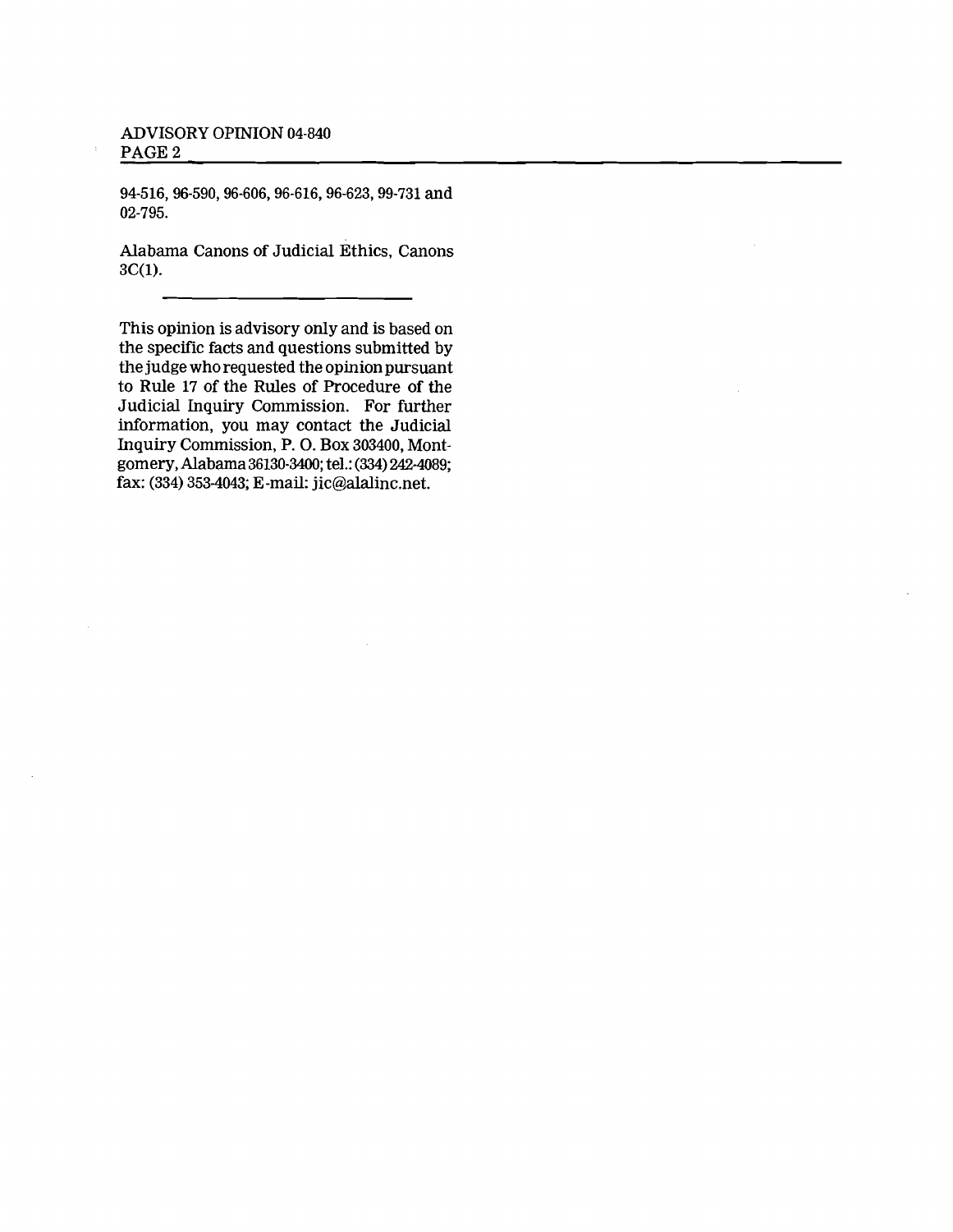94-516, 96-590, 96-606, 96-616, 96-623, 99-731 and 02-795.

Alabama Canons of Judicial Ethics, Canons 3C(1).

---

This opinion is advisory only and is based on the specific facts and questions submitted by the judge who requested the opinion pursuant to Rule 17 of the Rules of Procedure of the Judicial Inquiry Commission. For further information, you may contact the Judicial Inquiry Commission, P. O. Box 303400, Montgomery, Alabama 36130-3400; tel.: (334) 242-4089; fax: (334) 353-4043; E-mail: jic@alalinc.net.